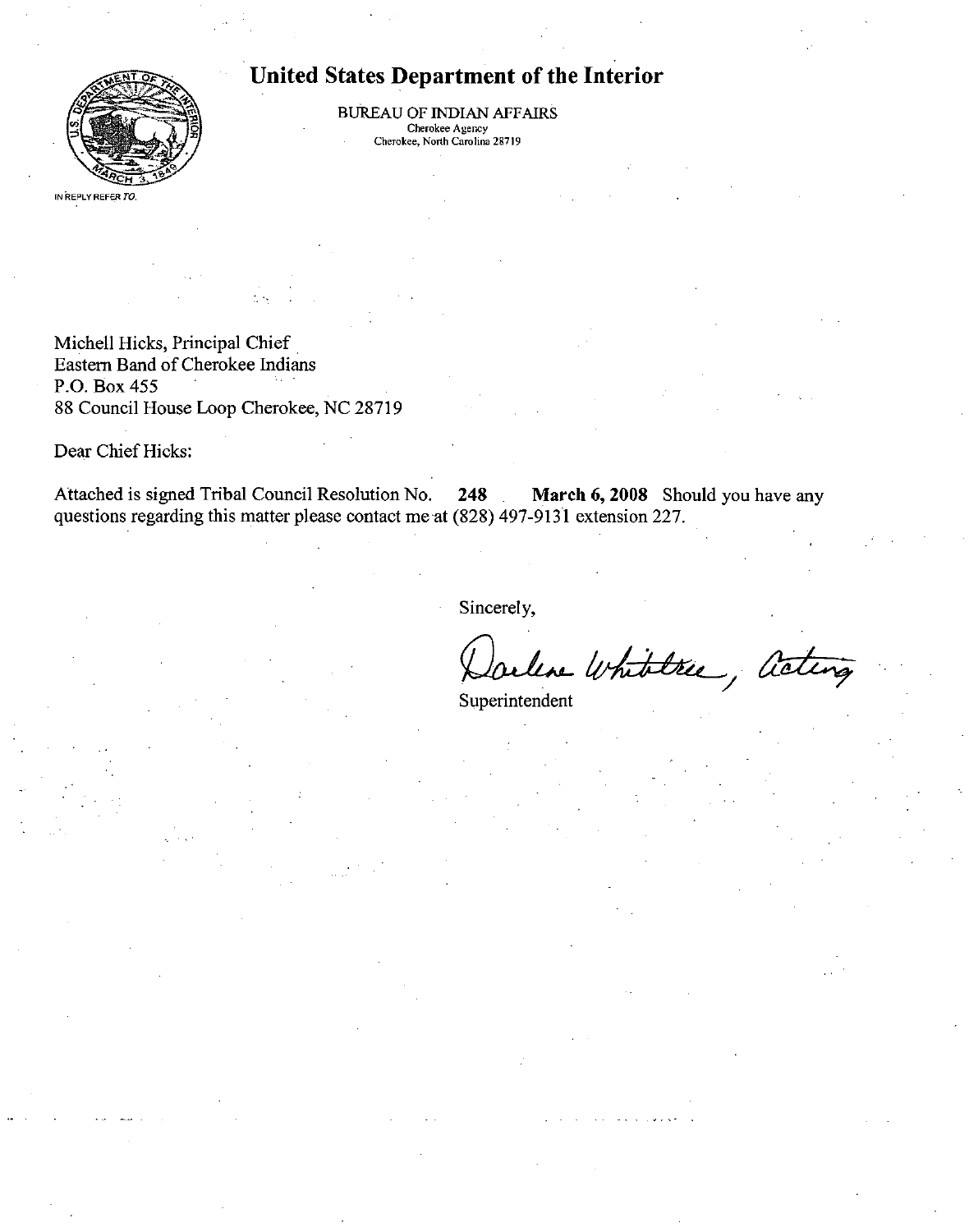# United States Department of the Interior

BUREAU OF INDIAN AFFAIRS
Cherokee Agency
Cherokee, North Carolina 28719

IN REPLY REFER TO.

Michell Hicks, Principal Chief
Eastern Band of Cherokee Indians
P.O. Box 455
88 Council House Loop Cherokee, NC 28719

Dear Chief Hicks:

Attached is signed Tribal Council Resolution No. **248** **March 6, 2008** Should you have any questions regarding this matter please contact me at (828) 497-9131 extension 227.

Sincerely,

Darlene Whitetree, Acting
Superintendent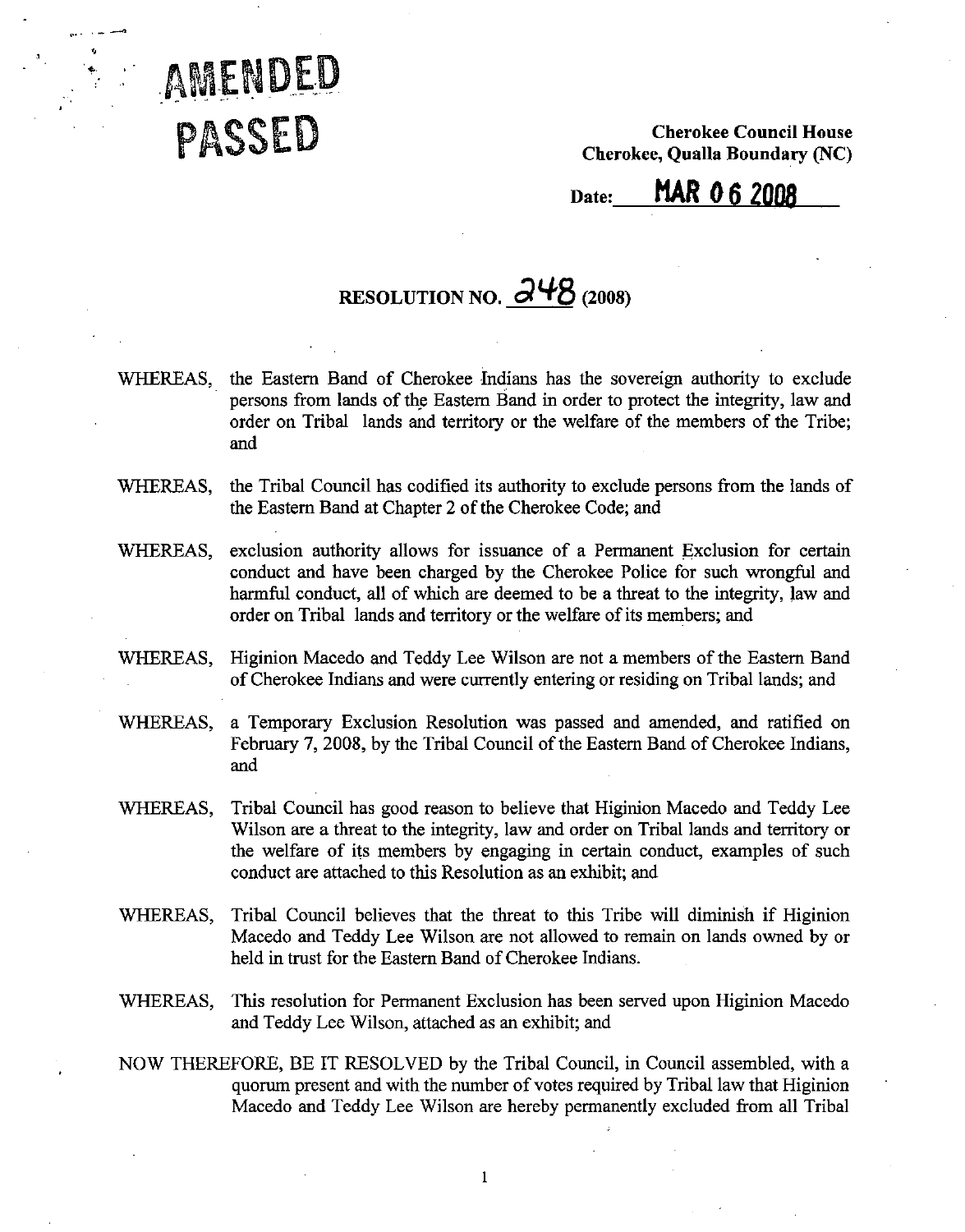AMENDED

PASSED

**Cherokee Council House**
**Cherokee, Qualla Boundary (NC)**

Date: **MAR 06 2008**

# RESOLUTION NO. 248 (2008)

WHEREAS, the Eastern Band of Cherokee Indians has the sovereign authority to exclude persons from lands of the Eastern Band in order to protect the integrity, law and order on Tribal lands and territory or the welfare of the members of the Tribe; and

WHEREAS, the Tribal Council has codified its authority to exclude persons from the lands of the Eastern Band at Chapter 2 of the Cherokee Code; and

WHEREAS, exclusion authority allows for issuance of a Permanent Exclusion for certain conduct and have been charged by the Cherokee Police for such wrongful and harmful conduct, all of which are deemed to be a threat to the integrity, law and order on Tribal lands and territory or the welfare of its members; and

WHEREAS, Higinion Macedo and Teddy Lee Wilson are not a members of the Eastern Band of Cherokee Indians and were currently entering or residing on Tribal lands; and

WHEREAS, a Temporary Exclusion Resolution was passed and amended, and ratified on February 7, 2008, by the Tribal Council of the Eastern Band of Cherokee Indians, and

WHEREAS, Tribal Council has good reason to believe that Higinion Macedo and Teddy Lee Wilson are a threat to the integrity, law and order on Tribal lands and territory or the welfare of its members by engaging in certain conduct, examples of such conduct are attached to this Resolution as an exhibit; and

WHEREAS, Tribal Council believes that the threat to this Tribe will diminish if Higinion Macedo and Teddy Lee Wilson are not allowed to remain on lands owned by or held in trust for the Eastern Band of Cherokee Indians.

WHEREAS, This resolution for Permanent Exclusion has been served upon Higinion Macedo and Teddy Lee Wilson, attached as an exhibit; and

NOW THEREFORE, BE IT RESOLVED by the Tribal Council, in Council assembled, with a quorum present and with the number of votes required by Tribal law that Higinion Macedo and Teddy Lee Wilson are hereby permanently excluded from all Tribal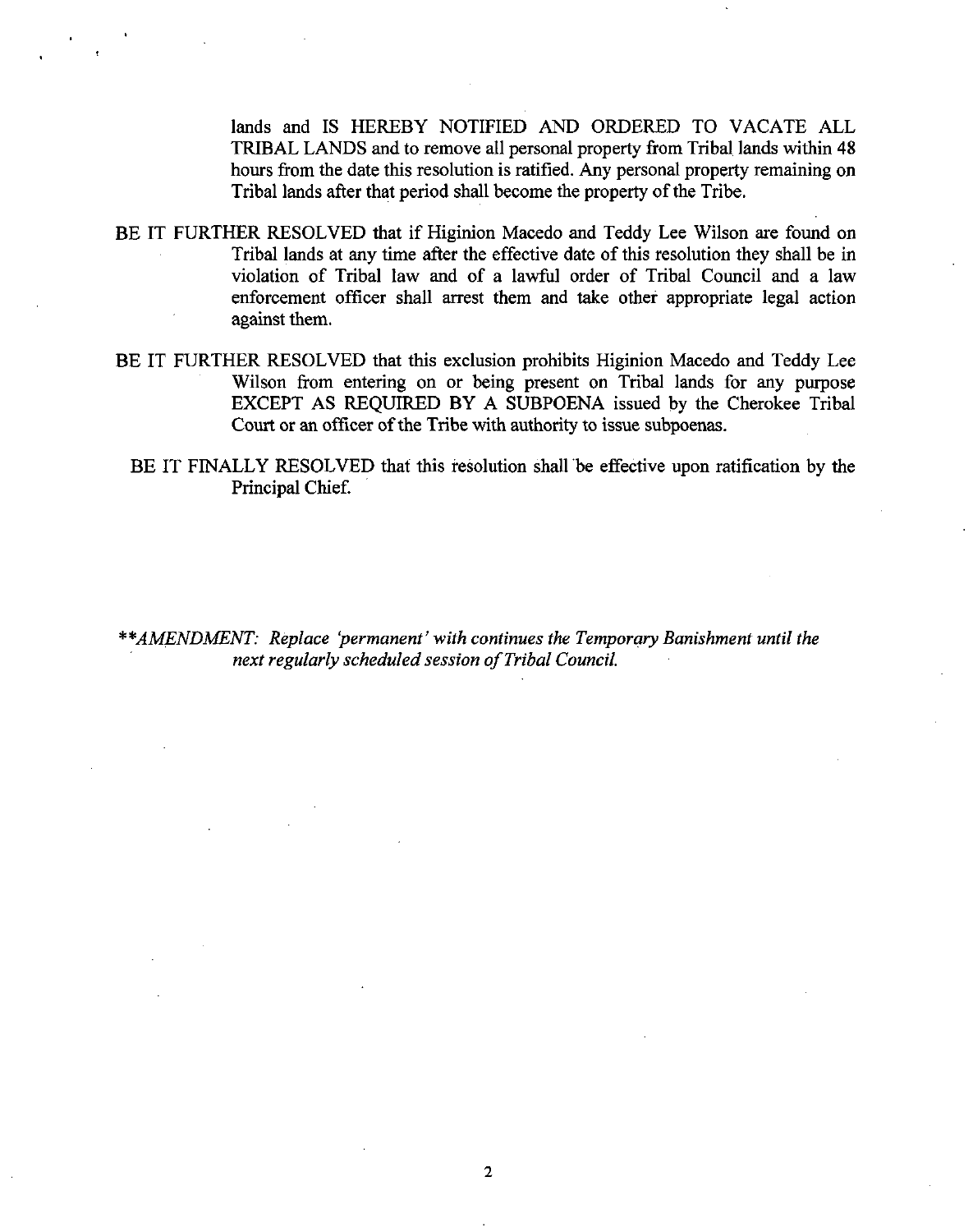lands and IS HEREBY NOTIFIED AND ORDERED TO VACATE ALL TRIBAL LANDS and to remove all personal property from Tribal lands within 48 hours from the date this resolution is ratified. Any personal property remaining on Tribal lands after that period shall become the property of the Tribe.

BE IT FURTHER RESOLVED that if Higinion Macedo and Teddy Lee Wilson are found on Tribal lands at any time after the effective date of this resolution they shall be in violation of Tribal law and of a lawful order of Tribal Council and a law enforcement officer shall arrest them and take other appropriate legal action against them.

BE IT FURTHER RESOLVED that this exclusion prohibits Higinion Macedo and Teddy Lee Wilson from entering on or being present on Tribal lands for any purpose EXCEPT AS REQUIRED BY A SUBPOENA issued by the Cherokee Tribal Court or an officer of the Tribe with authority to issue subpoenas.

BE IT FINALLY RESOLVED that this resolution shall be effective upon ratification by the Principal Chief.

*\*\*AMENDMENT: Replace 'permanent' with continues the Temporary Banishment until the next regularly scheduled session of Tribal Council.*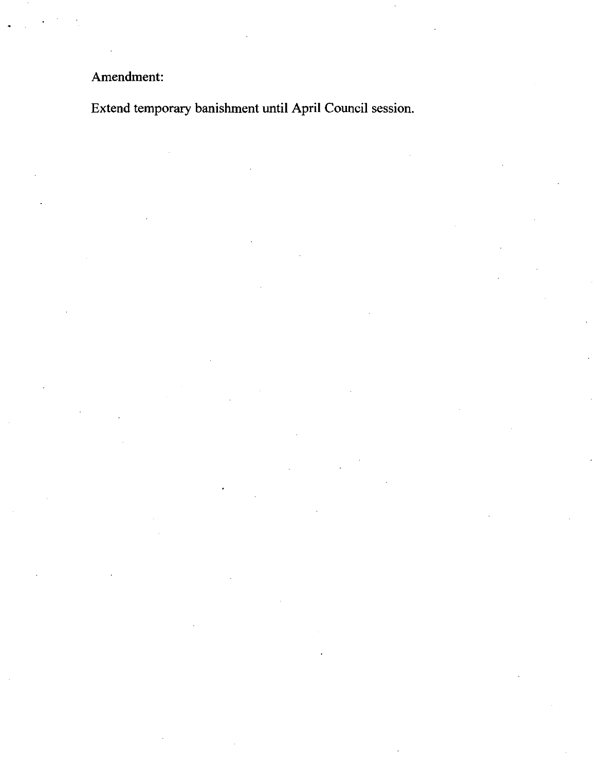Amendment:

Extend temporary banishment until April Council session.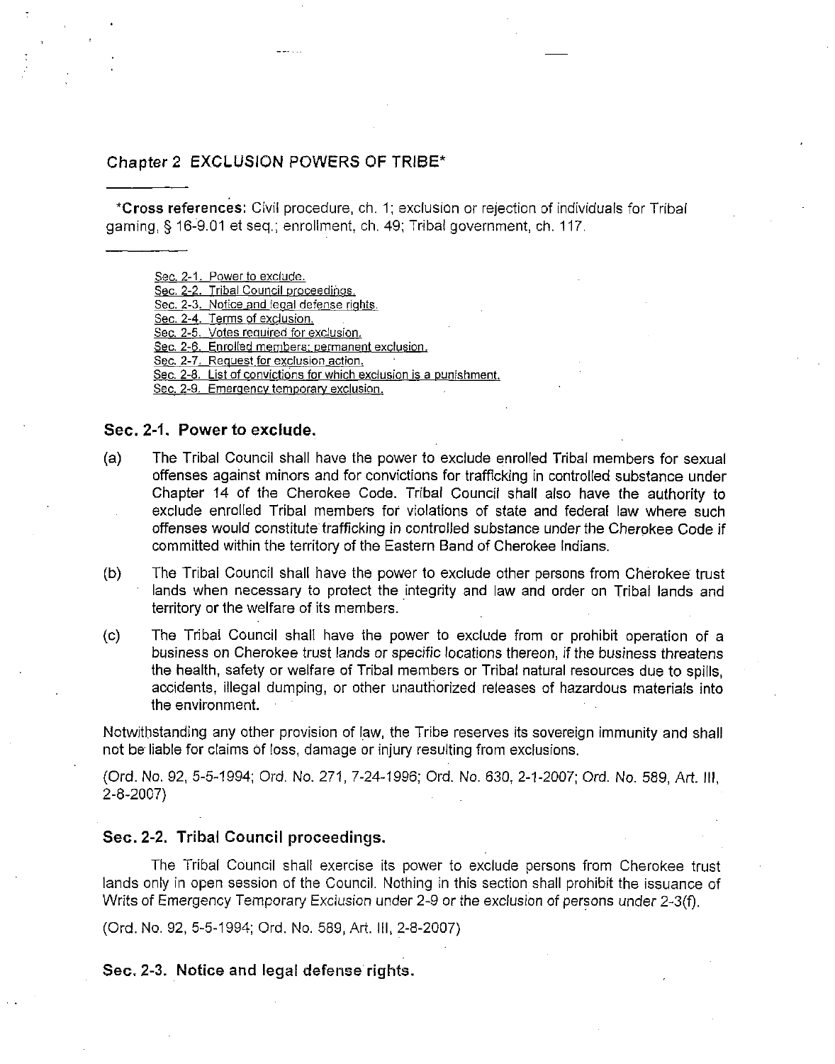## Chapter 2 EXCLUSION POWERS OF TRIBE*

---

***Cross references**: Civil procedure, ch. 1; exclusion or rejection of individuals for Tribal gaming, § 16-9.01 et seq.; enrollment, ch. 49; Tribal government, ch. 117.

---

Sec. 2-1. Power to exclude.
Sec. 2-2. Tribal Council proceedings.
Sec. 2-3. Notice and legal defense rights.
Sec. 2-4. Terms of exclusion.
Sec. 2-5. Votes required for exclusion.
Sec. 2-6. Enrolled members; permanent exclusion.
Sec. 2-7. Request for exclusion action.
Sec. 2-8. List of convictions for which exclusion is a punishment.
Sec. 2-9. Emergency temporary exclusion.

### Sec. 2-1. Power to exclude.

(a) The Tribal Council shall have the power to exclude enrolled Tribal members for sexual offenses against minors and for convictions for trafficking in controlled substance under Chapter 14 of the Cherokee Code. Tribal Council shall also have the authority to exclude enrolled Tribal members for violations of state and federal law where such offenses would constitute trafficking in controlled substance under the Cherokee Code if committed within the territory of the Eastern Band of Cherokee Indians.

(b) The Tribal Council shall have the power to exclude other persons from Cherokee trust lands when necessary to protect the integrity and law and order on Tribal lands and territory or the welfare of its members.

(c) The Tribal Council shall have the power to exclude from or prohibit operation of a business on Cherokee trust lands or specific locations thereon, if the business threatens the health, safety or welfare of Tribal members or Tribal natural resources due to spills, accidents, illegal dumping, or other unauthorized releases of hazardous materials into the environment.

Notwithstanding any other provision of law, the Tribe reserves its sovereign immunity and shall not be liable for claims of loss, damage or injury resulting from exclusions.

(Ord. No. 92, 5-5-1994; Ord. No. 271, 7-24-1996; Ord. No. 630, 2-1-2007; Ord. No. 589, Art. III, 2-8-2007)

### Sec. 2-2. Tribal Council proceedings.

The Tribal Council shall exercise its power to exclude persons from Cherokee trust lands only in open session of the Council. Nothing in this section shall prohibit the issuance of Writs of Emergency Temporary Exclusion under 2-9 or the exclusion of persons under 2-3(f).

(Ord. No. 92, 5-5-1994; Ord. No. 589, Art. III, 2-8-2007)

### Sec. 2-3. Notice and legal defense rights.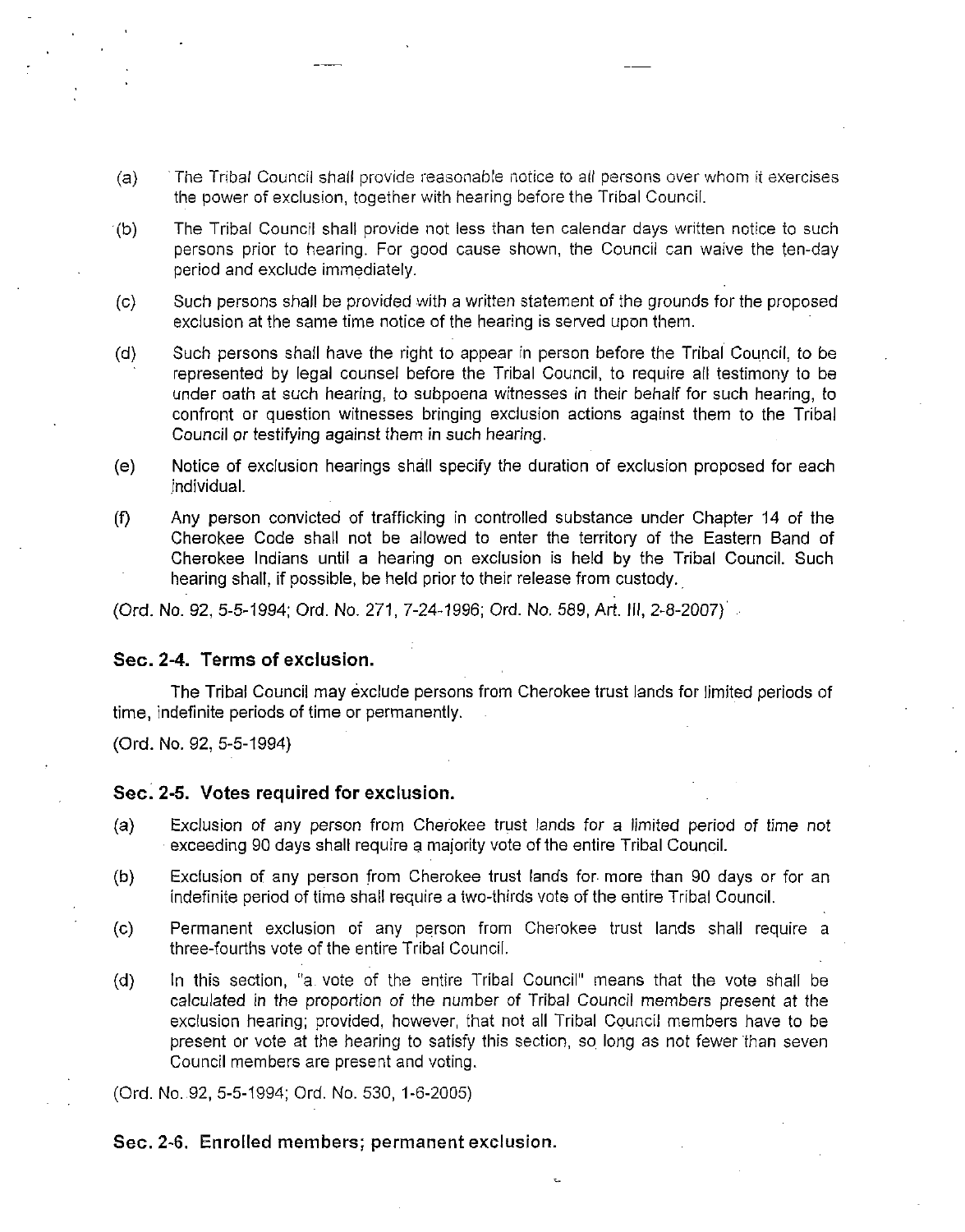(a) The Tribal Council shall provide reasonable notice to all persons over whom it exercises the power of exclusion, together with hearing before the Tribal Council.

(b) The Tribal Council shall provide not less than ten calendar days written notice to such persons prior to hearing. For good cause shown, the Council can waive the ten-day period and exclude immediately.

(c) Such persons shall be provided with a written statement of the grounds for the proposed exclusion at the same time notice of the hearing is served upon them.

(d) Such persons shall have the right to appear in person before the Tribal Council, to be represented by legal counsel before the Tribal Council, to require all testimony to be under oath at such hearing, to subpoena witnesses in their behalf for such hearing, to confront or question witnesses bringing exclusion actions against them to the Tribal Council or testifying against them in such hearing.

(e) Notice of exclusion hearings shall specify the duration of exclusion proposed for each individual.

(f) Any person convicted of trafficking in controlled substance under Chapter 14 of the Cherokee Code shall not be allowed to enter the territory of the Eastern Band of Cherokee Indians until a hearing on exclusion is held by the Tribal Council. Such hearing shall, if possible, be held prior to their release from custody.

(Ord. No. 92, 5-5-1994; Ord. No. 271, 7-24-1996; Ord. No. 589, Art. III, 2-8-2007)

### Sec. 2-4. Terms of exclusion.

The Tribal Council may exclude persons from Cherokee trust lands for limited periods of time, indefinite periods of time or permanently.

(Ord. No. 92, 5-5-1994)

### Sec. 2-5. Votes required for exclusion.

(a) Exclusion of any person from Cherokee trust lands for a limited period of time not exceeding 90 days shall require a majority vote of the entire Tribal Council.

(b) Exclusion of any person from Cherokee trust lands for more than 90 days or for an indefinite period of time shall require a two-thirds vote of the entire Tribal Council.

(c) Permanent exclusion of any person from Cherokee trust lands shall require a three-fourths vote of the entire Tribal Council.

(d) In this section, "a vote of the entire Tribal Council" means that the vote shall be calculated in the proportion of the number of Tribal Council members present at the exclusion hearing; provided, however, that not all Tribal Council members have to be present or vote at the hearing to satisfy this section, so long as not fewer than seven Council members are present and voting.

(Ord. No. 92, 5-5-1994; Ord. No. 530, 1-6-2005)

### Sec. 2-6. Enrolled members; permanent exclusion.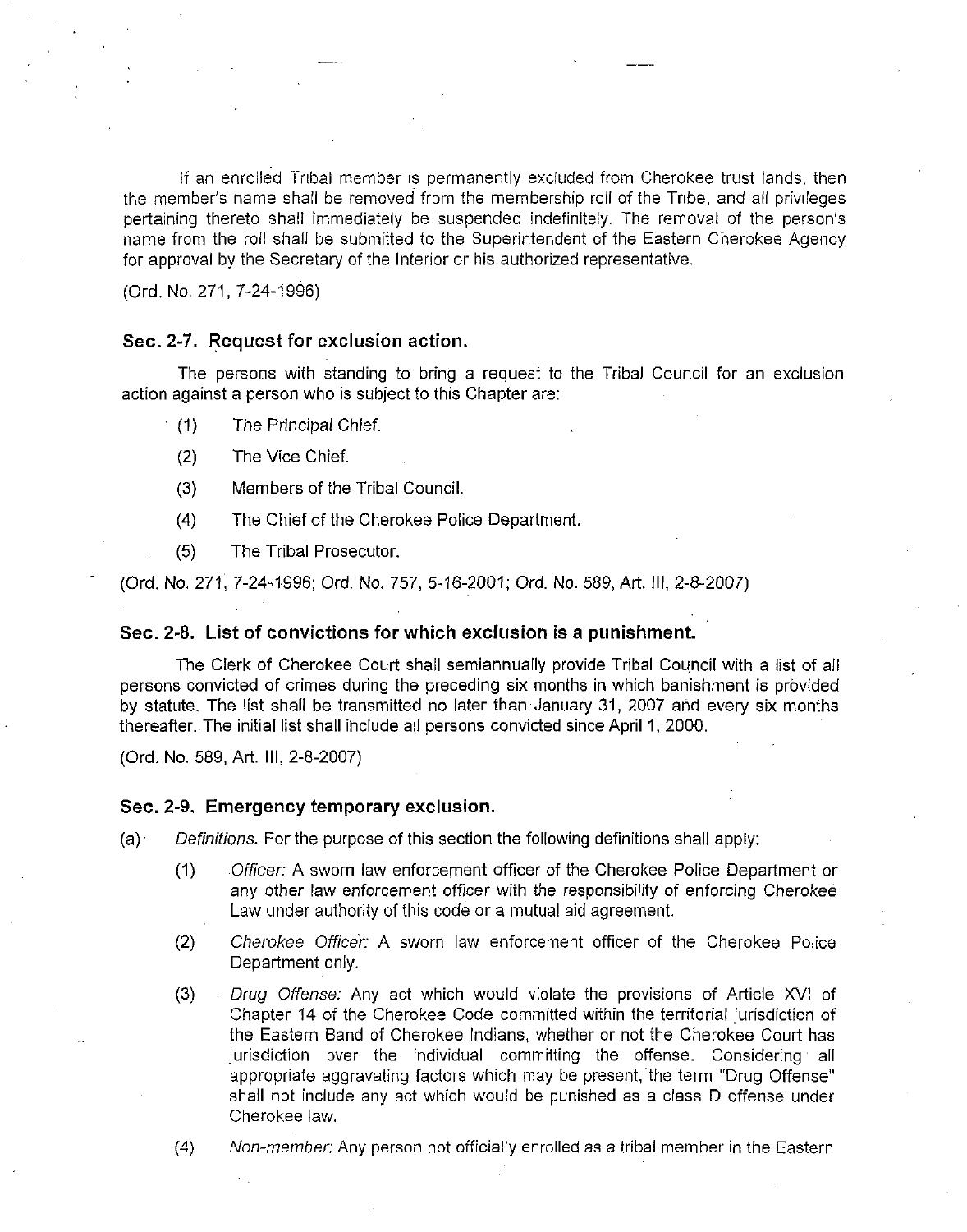If an enrolled Tribal member is permanently excluded from Cherokee trust lands, then the member's name shall be removed from the membership roll of the Tribe, and all privileges pertaining thereto shall immediately be suspended indefinitely. The removal of the person's name from the roll shall be submitted to the Superintendent of the Eastern Cherokee Agency for approval by the Secretary of the Interior or his authorized representative.

(Ord. No. 271, 7-24-1996)

### Sec. 2-7. Request for exclusion action.

The persons with standing to bring a request to the Tribal Council for an exclusion action against a person who is subject to this Chapter are:

(1) The Principal Chief.

(2) The Vice Chief.

(3) Members of the Tribal Council.

(4) The Chief of the Cherokee Police Department.

(5) The Tribal Prosecutor.

(Ord. No. 271, 7-24-1996; Ord. No. 757, 5-16-2001; Ord. No. 589, Art. III, 2-8-2007)

### Sec. 2-8. List of convictions for which exclusion is a punishment.

The Clerk of Cherokee Court shall semiannually provide Tribal Council with a list of all persons convicted of crimes during the preceding six months in which banishment is provided by statute. The list shall be transmitted no later than January 31, 2007 and every six months thereafter. The initial list shall include all persons convicted since April 1, 2000.

(Ord. No. 589, Art. III, 2-8-2007)

### Sec. 2-9. Emergency temporary exclusion.

(a) *Definitions.* For the purpose of this section the following definitions shall apply:

(1) *Officer:* A sworn law enforcement officer of the Cherokee Police Department or any other law enforcement officer with the responsibility of enforcing Cherokee Law under authority of this code or a mutual aid agreement.

(2) *Cherokee Officer:* A sworn law enforcement officer of the Cherokee Police Department only.

(3) *Drug Offense:* Any act which would violate the provisions of Article XVI of Chapter 14 of the Cherokee Code committed within the territorial jurisdiction of the Eastern Band of Cherokee Indians, whether or not the Cherokee Court has jurisdiction over the individual committing the offense. Considering all appropriate aggravating factors which may be present, the term "Drug Offense" shall not include any act which would be punished as a class D offense under Cherokee law.

(4) *Non-member:* Any person not officially enrolled as a tribal member in the Eastern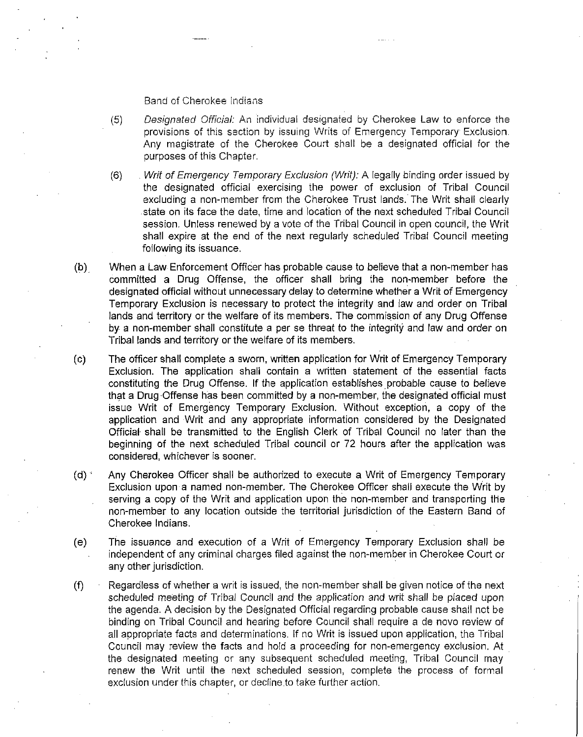Band of Cherokee Indians

(5) *Designated Official:* An individual designated by Cherokee Law to enforce the provisions of this section by issuing Writs of Emergency Temporary Exclusion. Any magistrate of the Cherokee Court shall be a designated official for the purposes of this Chapter.

(6) *Writ of Emergency Temporary Exclusion (Writ):* A legally binding order issued by the designated official exercising the power of exclusion of Tribal Council excluding a non-member from the Cherokee Trust lands. The Writ shall clearly state on its face the date, time and location of the next scheduled Tribal Council session. Unless renewed by a vote of the Tribal Council in open council, the Writ shall expire at the end of the next regularly scheduled Tribal Council meeting following its issuance.

(b) When a Law Enforcement Officer has probable cause to believe that a non-member has committed a Drug Offense, the officer shall bring the non-member before the designated official without unnecessary delay to determine whether a Writ of Emergency Temporary Exclusion is necessary to protect the integrity and law and order on Tribal lands and territory or the welfare of its members. The commission of any Drug Offense by a non-member shall constitute a per se threat to the integrity and law and order on Tribal lands and territory or the welfare of its members.

(c) The officer shall complete a sworn, written application for Writ of Emergency Temporary Exclusion. The application shall contain a written statement of the essential facts constituting the Drug Offense. If the application establishes probable cause to believe that a Drug Offense has been committed by a non-member, the designated official must issue Writ of Emergency Temporary Exclusion. Without exception, a copy of the application and Writ and any appropriate information considered by the Designated Official shall be transmitted to the English Clerk of Tribal Council no later than the beginning of the next scheduled Tribal council or 72 hours after the application was considered, whichever is sooner.

(d) Any Cherokee Officer shall be authorized to execute a Writ of Emergency Temporary Exclusion upon a named non-member. The Cherokee Officer shall execute the Writ by serving a copy of the Writ and application upon the non-member and transporting the non-member to any location outside the territorial jurisdiction of the Eastern Band of Cherokee Indians.

(e) The issuance and execution of a Writ of Emergency Temporary Exclusion shall be independent of any criminal charges filed against the non-member in Cherokee Court or any other jurisdiction.

(f) Regardless of whether a writ is issued, the non-member shall be given notice of the next scheduled meeting of Tribal Council and the application and writ shall be placed upon the agenda. A decision by the Designated Official regarding probable cause shall not be binding on Tribal Council and hearing before Council shall require a de novo review of all appropriate facts and determinations. If no Writ is issued upon application, the Tribal Council may review the facts and hold a proceeding for non-emergency exclusion. At the designated meeting or any subsequent scheduled meeting, Tribal Council may renew the Writ until the next scheduled session, complete the process of formal exclusion under this chapter, or decline to take further action.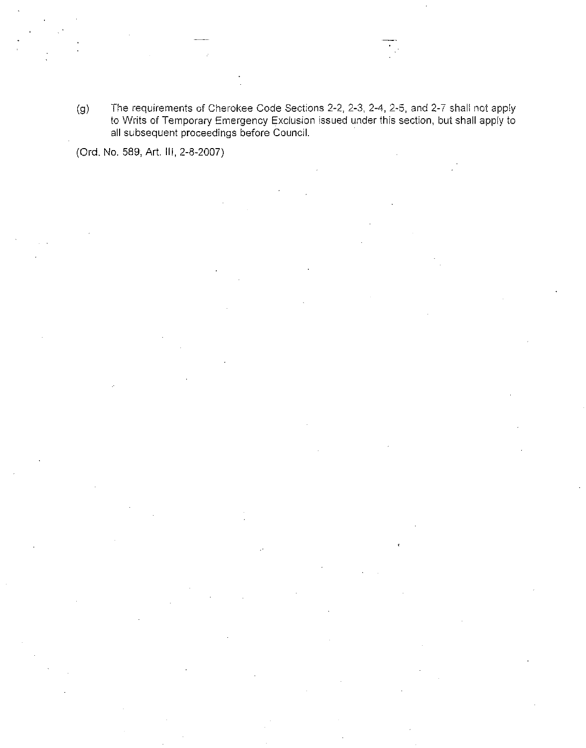(g) The requirements of Cherokee Code Sections 2-2, 2-3, 2-4, 2-5, and 2-7 shall not apply to Writs of Temporary Emergency Exclusion issued under this section, but shall apply to all subsequent proceedings before Council.

(Ord. No. 589, Art. III, 2-8-2007)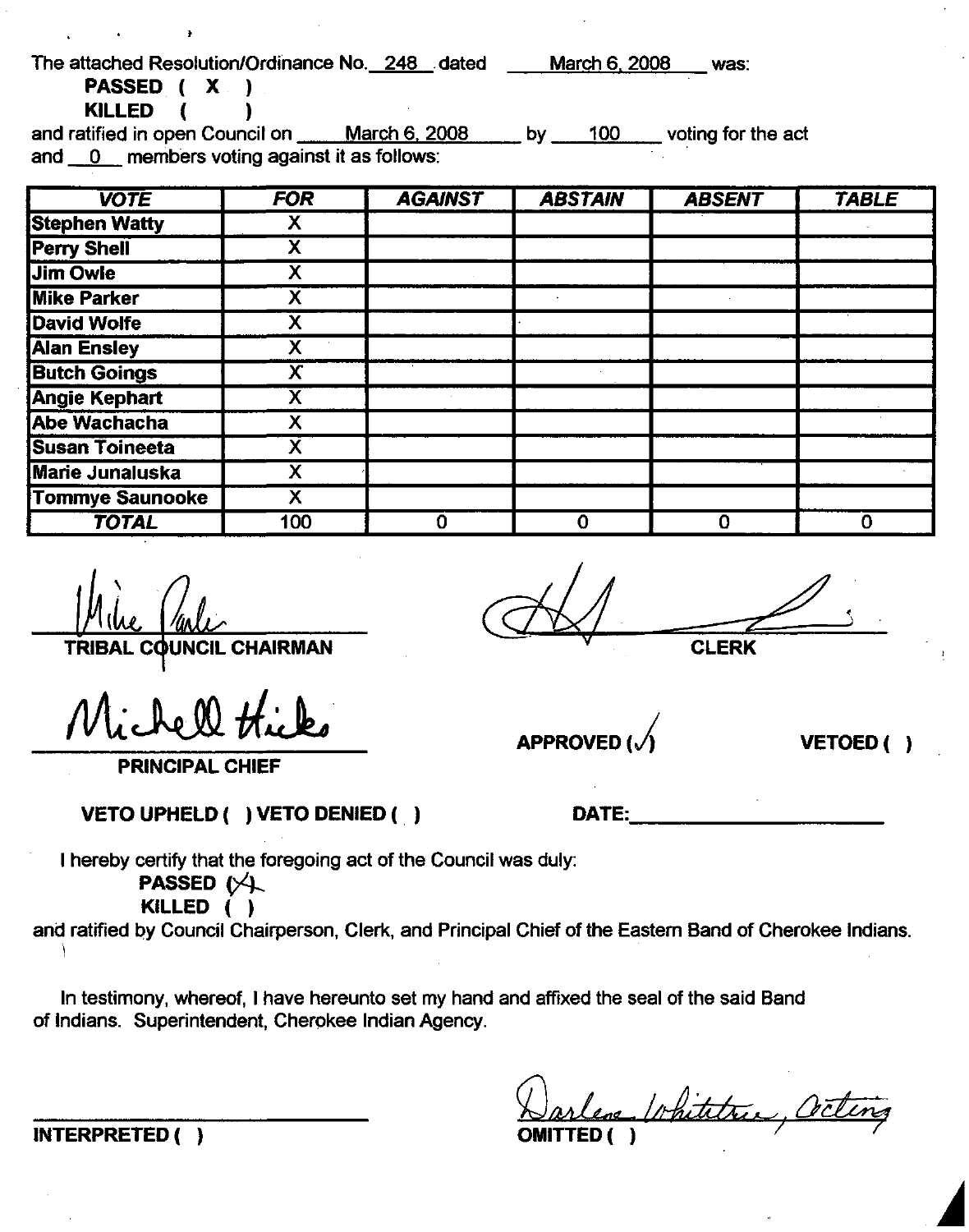The attached Resolution/Ordinance No. 248 dated March 6, 2008 was:

**PASSED ( X )**

**KILLED ( )**

and ratified in open Council on March 6, 2008 by 100 voting for the act and 0 members voting against it as follows:

| *VOTE* | *FOR* | *AGAINST* | *ABSTAIN* | *ABSENT* | *TABLE* |
|---|---|---|---|---|---|
| **Stephen Watty** | X | | | | |
| **Perry Shell** | X | | | | |
| **Jim Owle** | X | | | | |
| **Mike Parker** | X | | | | |
| **David Wolfe** | X | | | | |
| **Alan Ensley** | X | | | | |
| **Butch Goings** | X | | | | |
| **Angie Kephart** | X | | | | |
| **Abe Wachacha** | X | | | | |
| **Susan Toineeta** | X | | | | |
| **Marie Junaluska** | X | | | | |
| **Tommye Saunooke** | X | | | | |
| ***TOTAL*** | 100 | 0 | 0 | 0 | 0 |

Mike Parker
**TRIBAL COUNCIL CHAIRMAN**

**CLERK**

Michell Hicks
**PRINCIPAL CHIEF**

**APPROVED (✓)** **VETOED ( )**

**VETO UPHELD ( ) VETO DENIED ( )** **DATE:**

I hereby certify that the foregoing act of the Council was duly:

**PASSED (X)**

**KILLED ( )**

and ratified by Council Chairperson, Clerk, and Principal Chief of the Eastern Band of Cherokee Indians.

In testimony, whereof, I have hereunto set my hand and affixed the seal of the said Band of Indians. Superintendent, Cherokee Indian Agency.

Darlene Whitetree, Acting

**INTERPRETED ( )** **OMITTED ( )**